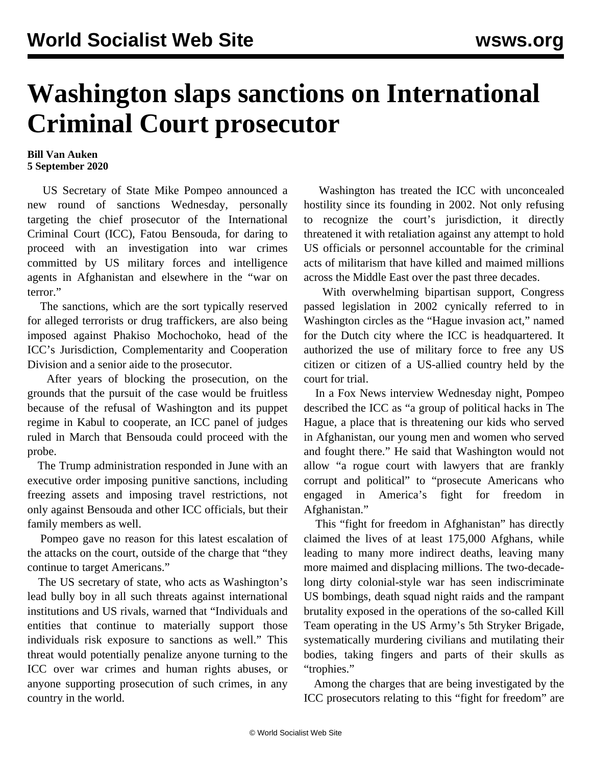# Washington slaps sanctions on International Criminal Court prosecutor

**Bill Van Auken**
**5 September 2020**

US Secretary of State Mike Pompeo announced a new round of sanctions Wednesday, personally targeting the chief prosecutor of the International Criminal Court (ICC), Fatou Bensouda, for daring to proceed with an investigation into war crimes committed by US military forces and intelligence agents in Afghanistan and elsewhere in the "war on terror."

The sanctions, which are the sort typically reserved for alleged terrorists or drug traffickers, are also being imposed against Phakiso Mochochoko, head of the ICC's Jurisdiction, Complementarity and Cooperation Division and a senior aide to the prosecutor.

After years of blocking the prosecution, on the grounds that the pursuit of the case would be fruitless because of the refusal of Washington and its puppet regime in Kabul to cooperate, an ICC panel of judges ruled in March that Bensouda could proceed with the probe.

The Trump administration responded in June with an executive order imposing punitive sanctions, including freezing assets and imposing travel restrictions, not only against Bensouda and other ICC officials, but their family members as well.

Pompeo gave no reason for this latest escalation of the attacks on the court, outside of the charge that "they continue to target Americans."

The US secretary of state, who acts as Washington's lead bully boy in all such threats against international institutions and US rivals, warned that "Individuals and entities that continue to materially support those individuals risk exposure to sanctions as well." This threat would potentially penalize anyone turning to the ICC over war crimes and human rights abuses, or anyone supporting prosecution of such crimes, in any country in the world.

Washington has treated the ICC with unconcealed hostility since its founding in 2002. Not only refusing to recognize the court's jurisdiction, it directly threatened it with retaliation against any attempt to hold US officials or personnel accountable for the criminal acts of militarism that have killed and maimed millions across the Middle East over the past three decades.

With overwhelming bipartisan support, Congress passed legislation in 2002 cynically referred to in Washington circles as the "Hague invasion act," named for the Dutch city where the ICC is headquartered. It authorized the use of military force to free any US citizen or citizen of a US-allied country held by the court for trial.

In a Fox News interview Wednesday night, Pompeo described the ICC as "a group of political hacks in The Hague, a place that is threatening our kids who served in Afghanistan, our young men and women who served and fought there." He said that Washington would not allow "a rogue court with lawyers that are frankly corrupt and political" to "prosecute Americans who engaged in America's fight for freedom in Afghanistan."

This "fight for freedom in Afghanistan" has directly claimed the lives of at least 175,000 Afghans, while leading to many more indirect deaths, leaving many more maimed and displacing millions. The two-decade-long dirty colonial-style war has seen indiscriminate US bombings, death squad night raids and the rampant brutality exposed in the operations of the so-called Kill Team operating in the US Army's 5th Stryker Brigade, systematically murdering civilians and mutilating their bodies, taking fingers and parts of their skulls as "trophies."

Among the charges that are being investigated by the ICC prosecutors relating to this "fight for freedom" are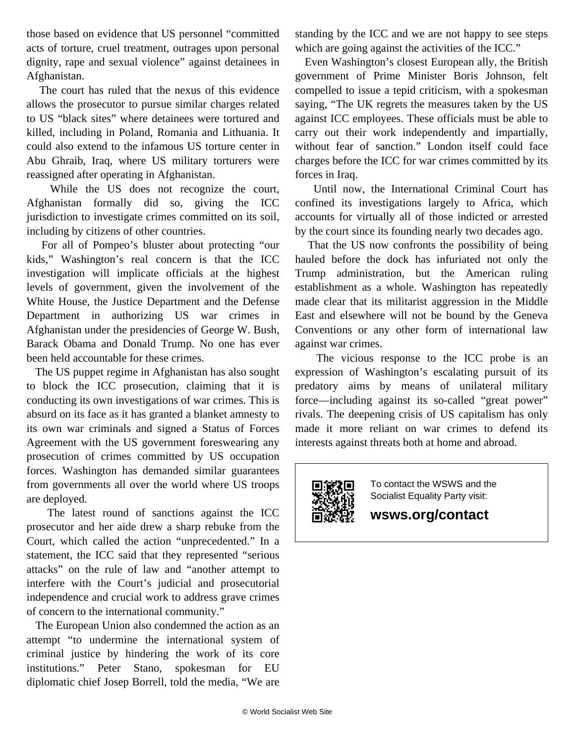those based on evidence that US personnel "committed acts of torture, cruel treatment, outrages upon personal dignity, rape and sexual violence" against detainees in Afghanistan.

The court has ruled that the nexus of this evidence allows the prosecutor to pursue similar charges related to US "black sites" where detainees were tortured and killed, including in Poland, Romania and Lithuania. It could also extend to the infamous US torture center in Abu Ghraib, Iraq, where US military torturers were reassigned after operating in Afghanistan.

While the US does not recognize the court, Afghanistan formally did so, giving the ICC jurisdiction to investigate crimes committed on its soil, including by citizens of other countries.

For all of Pompeo's bluster about protecting "our kids," Washington's real concern is that the ICC investigation will implicate officials at the highest levels of government, given the involvement of the White House, the Justice Department and the Defense Department in authorizing US war crimes in Afghanistan under the presidencies of George W. Bush, Barack Obama and Donald Trump. No one has ever been held accountable for these crimes.

The US puppet regime in Afghanistan has also sought to block the ICC prosecution, claiming that it is conducting its own investigations of war crimes. This is absurd on its face as it has granted a blanket amnesty to its own war criminals and signed a Status of Forces Agreement with the US government foreswearing any prosecution of crimes committed by US occupation forces. Washington has demanded similar guarantees from governments all over the world where US troops are deployed.

The latest round of sanctions against the ICC prosecutor and her aide drew a sharp rebuke from the Court, which called the action "unprecedented." In a statement, the ICC said that they represented "serious attacks" on the rule of law and "another attempt to interfere with the Court's judicial and prosecutorial independence and crucial work to address grave crimes of concern to the international community."

The European Union also condemned the action as an attempt "to undermine the international system of criminal justice by hindering the work of its core institutions." Peter Stano, spokesman for EU diplomatic chief Josep Borrell, told the media, "We are standing by the ICC and we are not happy to see steps which are going against the activities of the ICC."

Even Washington's closest European ally, the British government of Prime Minister Boris Johnson, felt compelled to issue a tepid criticism, with a spokesman saying, "The UK regrets the measures taken by the US against ICC employees. These officials must be able to carry out their work independently and impartially, without fear of sanction." London itself could face charges before the ICC for war crimes committed by its forces in Iraq.

Until now, the International Criminal Court has confined its investigations largely to Africa, which accounts for virtually all of those indicted or arrested by the court since its founding nearly two decades ago.

That the US now confronts the possibility of being hauled before the dock has infuriated not only the Trump administration, but the American ruling establishment as a whole. Washington has repeatedly made clear that its militarist aggression in the Middle East and elsewhere will not be bound by the Geneva Conventions or any other form of international law against war crimes.

The vicious response to the ICC probe is an expression of Washington's escalating pursuit of its predatory aims by means of unilateral military force—including against its so-called "great power" rivals. The deepening crisis of US capitalism has only made it more reliant on war crimes to defend its interests against threats both at home and abroad.

To contact the WSWS and the Socialist Equality Party visit:

**wsws.org/contact**